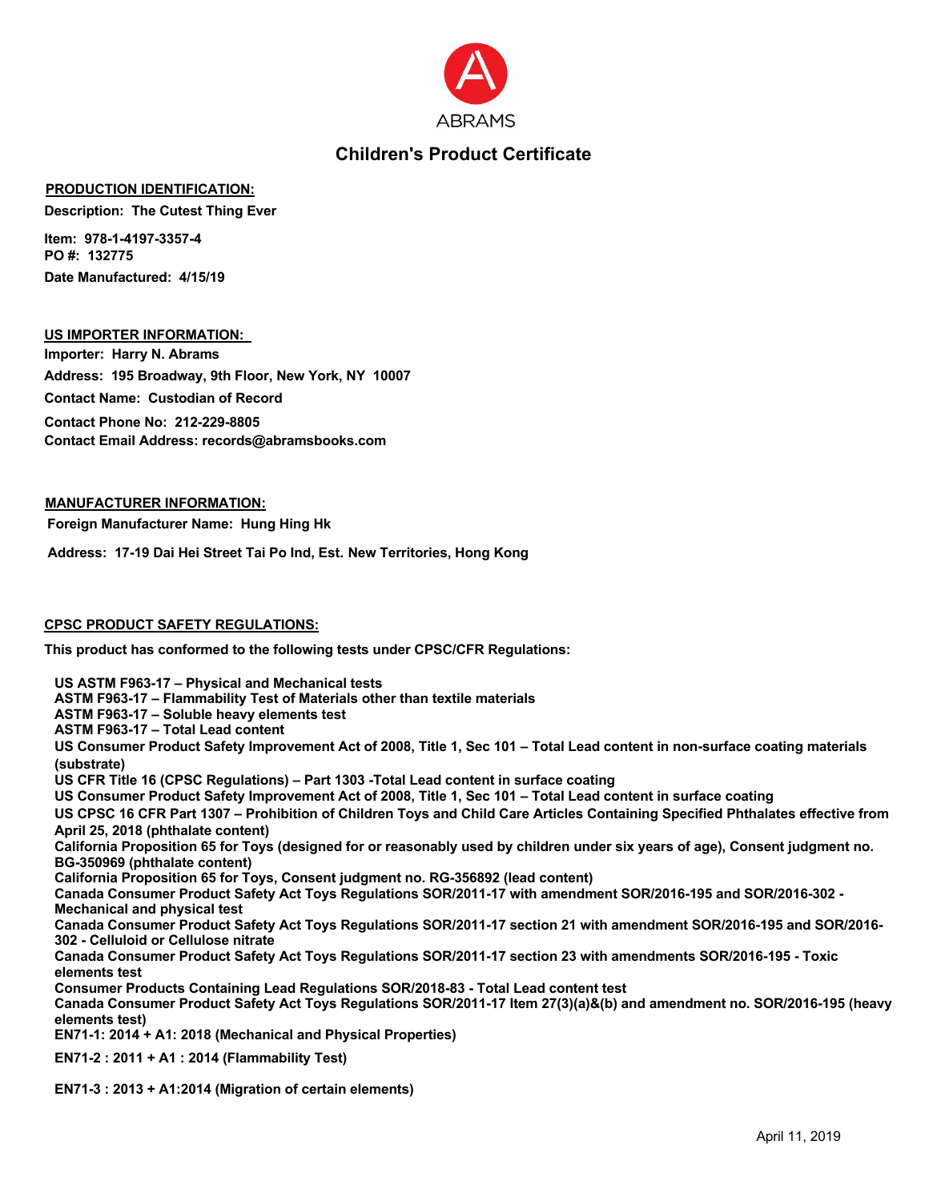ABRAMS

# Children's Product Certificate

**PRODUCTION IDENTIFICATION:**

**Description: The Cutest Thing Ever**

**Item: 978-1-4197-3357-4**
**PO #: 132775**
**Date Manufactured: 4/15/19**

**US IMPORTER INFORMATION:**

**Importer: Harry N. Abrams**
**Address: 195 Broadway, 9th Floor, New York, NY 10007**
**Contact Name: Custodian of Record**
**Contact Phone No: 212-229-8805**
**Contact Email Address: records@abramsbooks.com**

**MANUFACTURER INFORMATION:**

**Foreign Manufacturer Name: Hung Hing Hk**

**Address: 17-19 Dai Hei Street Tai Po Ind, Est. New Territories, Hong Kong**

**CPSC PRODUCT SAFETY REGULATIONS:**

**This product has conformed to the following tests under CPSC/CFR Regulations:**

**US ASTM F963-17 – Physical and Mechanical tests**
**ASTM F963-17 – Flammability Test of Materials other than textile materials**
**ASTM F963-17 – Soluble heavy elements test**
**ASTM F963-17 – Total Lead content**
**US Consumer Product Safety Improvement Act of 2008, Title 1, Sec 101 – Total Lead content in non-surface coating materials (substrate)**
**US CFR Title 16 (CPSC Regulations) – Part 1303 -Total Lead content in surface coating**
**US Consumer Product Safety Improvement Act of 2008, Title 1, Sec 101 – Total Lead content in surface coating**
**US CPSC 16 CFR Part 1307 – Prohibition of Children Toys and Child Care Articles Containing Specified Phthalates effective from April 25, 2018 (phthalate content)**
**California Proposition 65 for Toys (designed for or reasonably used by children under six years of age), Consent judgment no. BG-350969 (phthalate content)**
**California Proposition 65 for Toys, Consent judgment no. RG-356892 (lead content)**
**Canada Consumer Product Safety Act Toys Regulations SOR/2011-17 with amendment SOR/2016-195 and SOR/2016-302 - Mechanical and physical test**
**Canada Consumer Product Safety Act Toys Regulations SOR/2011-17 section 21 with amendment SOR/2016-195 and SOR/2016-302 - Celluloid or Cellulose nitrate**
**Canada Consumer Product Safety Act Toys Regulations SOR/2011-17 section 23 with amendments SOR/2016-195 - Toxic elements test**
**Consumer Products Containing Lead Regulations SOR/2018-83 - Total Lead content test**
**Canada Consumer Product Safety Act Toys Regulations SOR/2011-17 Item 27(3)(a)&(b) and amendment no. SOR/2016-195 (heavy elements test)**
**EN71-1: 2014 + A1: 2018 (Mechanical and Physical Properties)**

**EN71-2 : 2011 + A1 : 2014 (Flammability Test)**

**EN71-3 : 2013 + A1:2014 (Migration of certain elements)**

April 11, 2019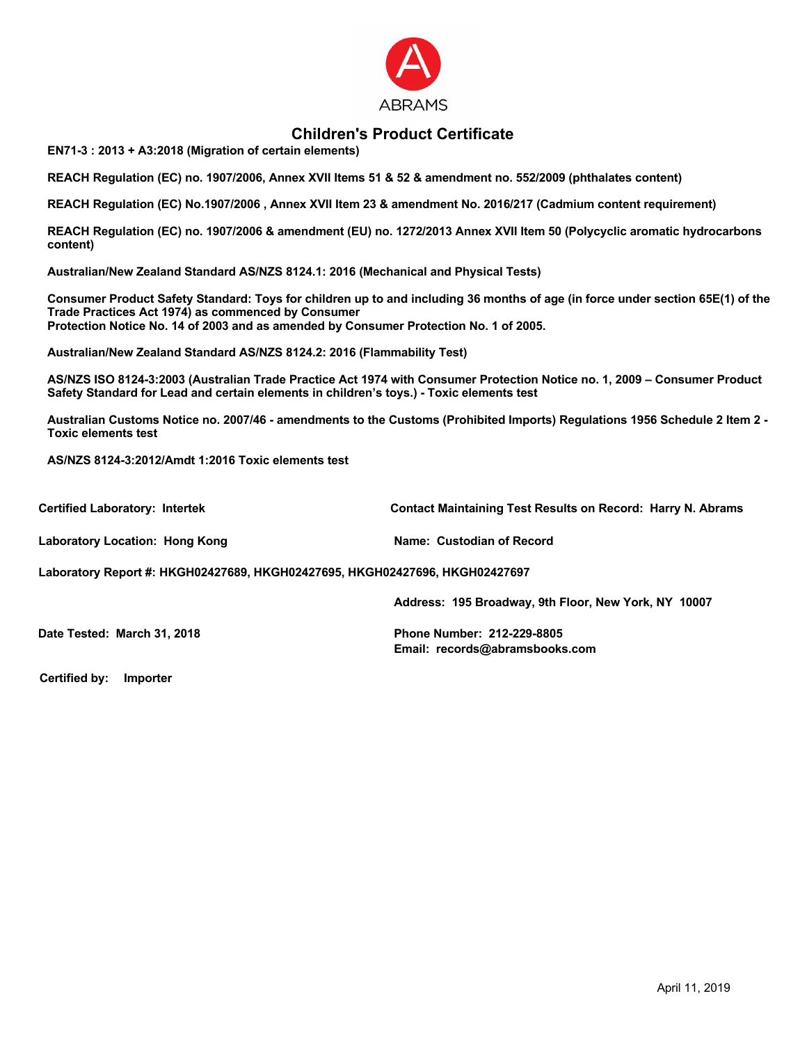ABRAMS

# Children's Product Certificate

**EN71-3 : 2013 + A3:2018 (Migration of certain elements)**

**REACH Regulation (EC) no. 1907/2006, Annex XVII Items 51 & 52 & amendment no. 552/2009 (phthalates content)**

**REACH Regulation (EC) No.1907/2006 , Annex XVII Item 23 & amendment No. 2016/217 (Cadmium content requirement)**

**REACH Regulation (EC) no. 1907/2006 & amendment (EU) no. 1272/2013 Annex XVII Item 50 (Polycyclic aromatic hydrocarbons content)**

**Australian/New Zealand Standard AS/NZS 8124.1: 2016 (Mechanical and Physical Tests)**

**Consumer Product Safety Standard: Toys for children up to and including 36 months of age (in force under section 65E(1) of the Trade Practices Act 1974) as commenced by Consumer Protection Notice No. 14 of 2003 and as amended by Consumer Protection No. 1 of 2005.**

**Australian/New Zealand Standard AS/NZS 8124.2: 2016 (Flammability Test)**

**AS/NZS ISO 8124-3:2003 (Australian Trade Practice Act 1974 with Consumer Protection Notice no. 1, 2009 – Consumer Product Safety Standard for Lead and certain elements in children's toys.) - Toxic elements test**

**Australian Customs Notice no. 2007/46 - amendments to the Customs (Prohibited Imports) Regulations 1956 Schedule 2 Item 2 - Toxic elements test**

**AS/NZS 8124-3:2012/Amdt 1:2016 Toxic elements test**

**Certified Laboratory:** Intertek

**Laboratory Location:** Hong Kong

**Laboratory Report #:** HKGH02427689, HKGH02427695, HKGH02427696, HKGH02427697

**Date Tested:** March 31, 2018

**Certified by:** Importer

**Contact Maintaining Test Results on Record:** Harry N. Abrams

**Name:** Custodian of Record

**Address:** 195 Broadway, 9th Floor, New York, NY 10007

**Phone Number:** 212-229-8805
**Email:** records@abramsbooks.com

April 11, 2019